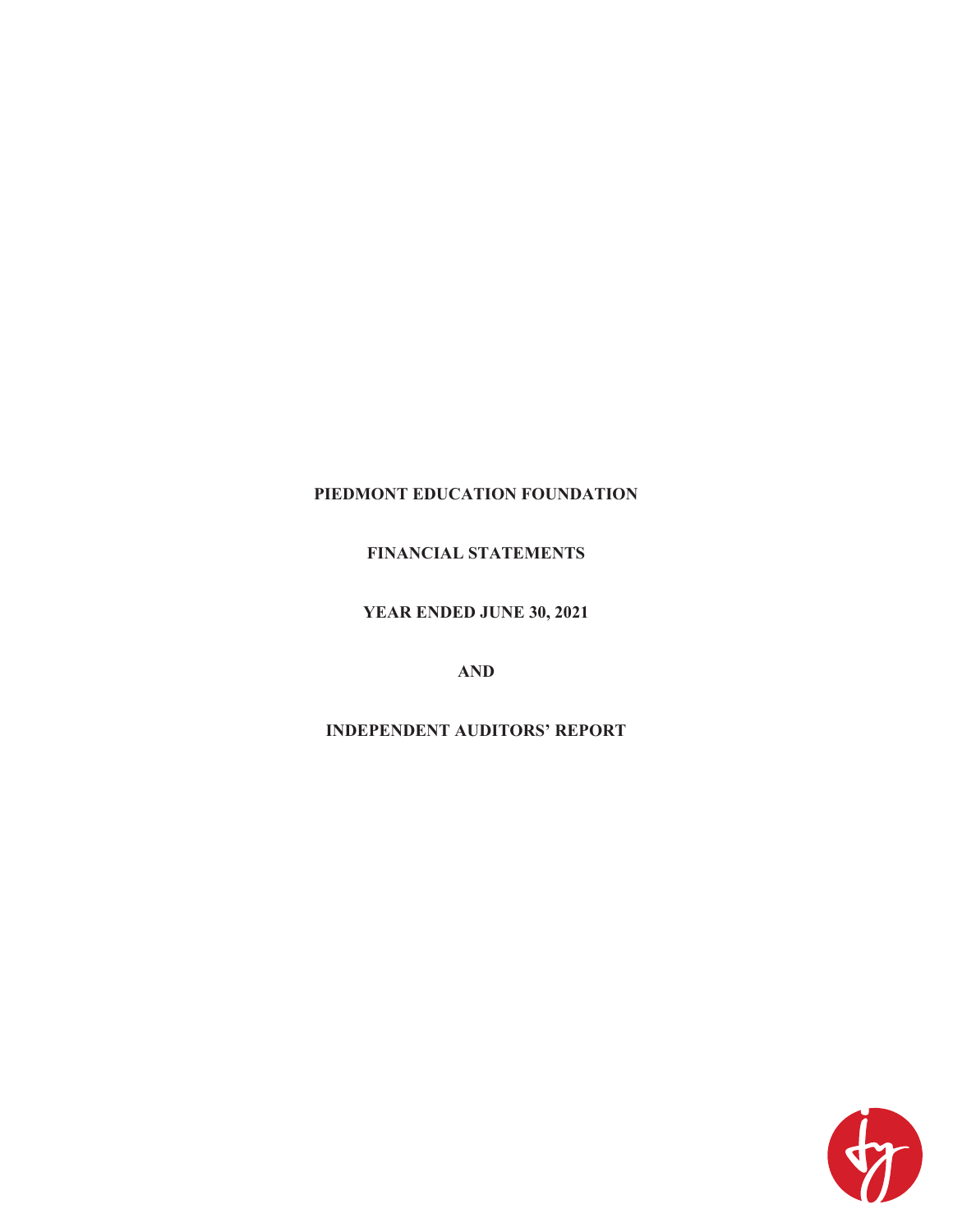# PIEDMONT EDUCATION FOUNDATION

## FINANCIAL STATEMENTS

## YEAR ENDED JUNE 30, 2021

## AND

## INDEPENDENT AUDITORS' REPORT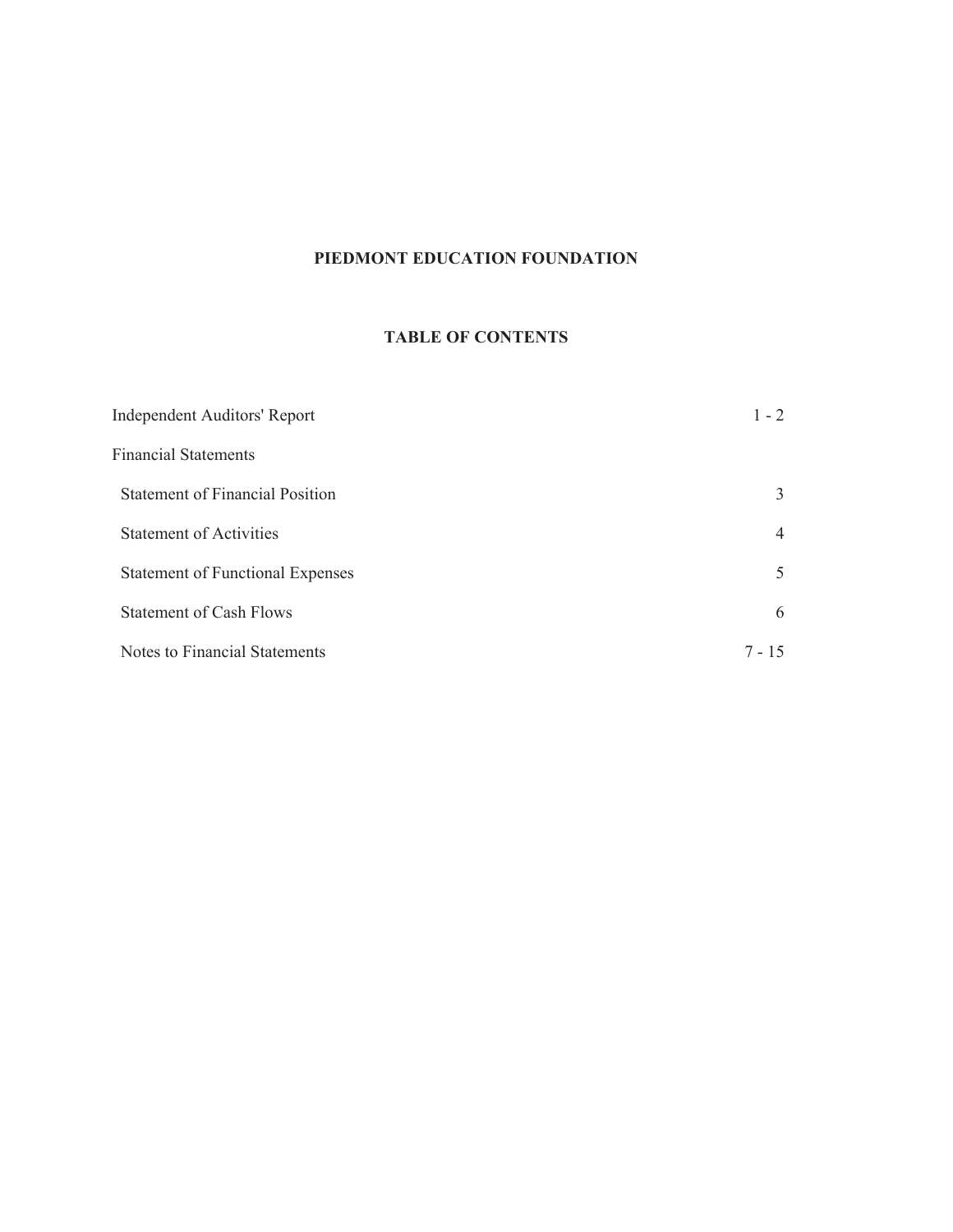# PIEDMONT EDUCATION FOUNDATION

## TABLE OF CONTENTS

| | |
|---|---|
| Independent Auditors' Report | 1 - 2 |
| Financial Statements | |
| Statement of Financial Position | 3 |
| Statement of Activities | 4 |
| Statement of Functional Expenses | 5 |
| Statement of Cash Flows | 6 |
| Notes to Financial Statements | 7 - 15 |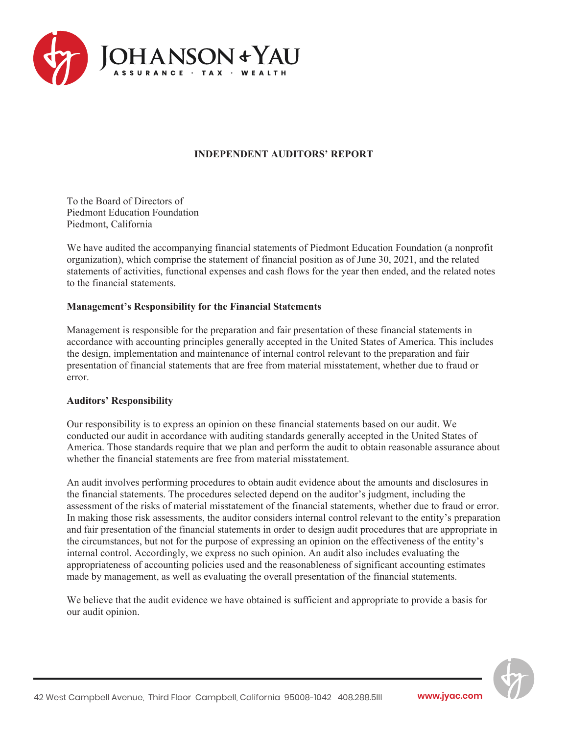# INDEPENDENT AUDITORS' REPORT

To the Board of Directors of
Piedmont Education Foundation
Piedmont, California

We have audited the accompanying financial statements of Piedmont Education Foundation (a nonprofit organization), which comprise the statement of financial position as of June 30, 2021, and the related statements of activities, functional expenses and cash flows for the year then ended, and the related notes to the financial statements.

## Management's Responsibility for the Financial Statements

Management is responsible for the preparation and fair presentation of these financial statements in accordance with accounting principles generally accepted in the United States of America. This includes the design, implementation and maintenance of internal control relevant to the preparation and fair presentation of financial statements that are free from material misstatement, whether due to fraud or error.

## Auditors' Responsibility

Our responsibility is to express an opinion on these financial statements based on our audit. We conducted our audit in accordance with auditing standards generally accepted in the United States of America. Those standards require that we plan and perform the audit to obtain reasonable assurance about whether the financial statements are free from material misstatement.

An audit involves performing procedures to obtain audit evidence about the amounts and disclosures in the financial statements. The procedures selected depend on the auditor's judgment, including the assessment of the risks of material misstatement of the financial statements, whether due to fraud or error. In making those risk assessments, the auditor considers internal control relevant to the entity's preparation and fair presentation of the financial statements in order to design audit procedures that are appropriate in the circumstances, but not for the purpose of expressing an opinion on the effectiveness of the entity's internal control. Accordingly, we express no such opinion. An audit also includes evaluating the appropriateness of accounting policies used and the reasonableness of significant accounting estimates made by management, as well as evaluating the overall presentation of the financial statements.

We believe that the audit evidence we have obtained is sufficient and appropriate to provide a basis for our audit opinion.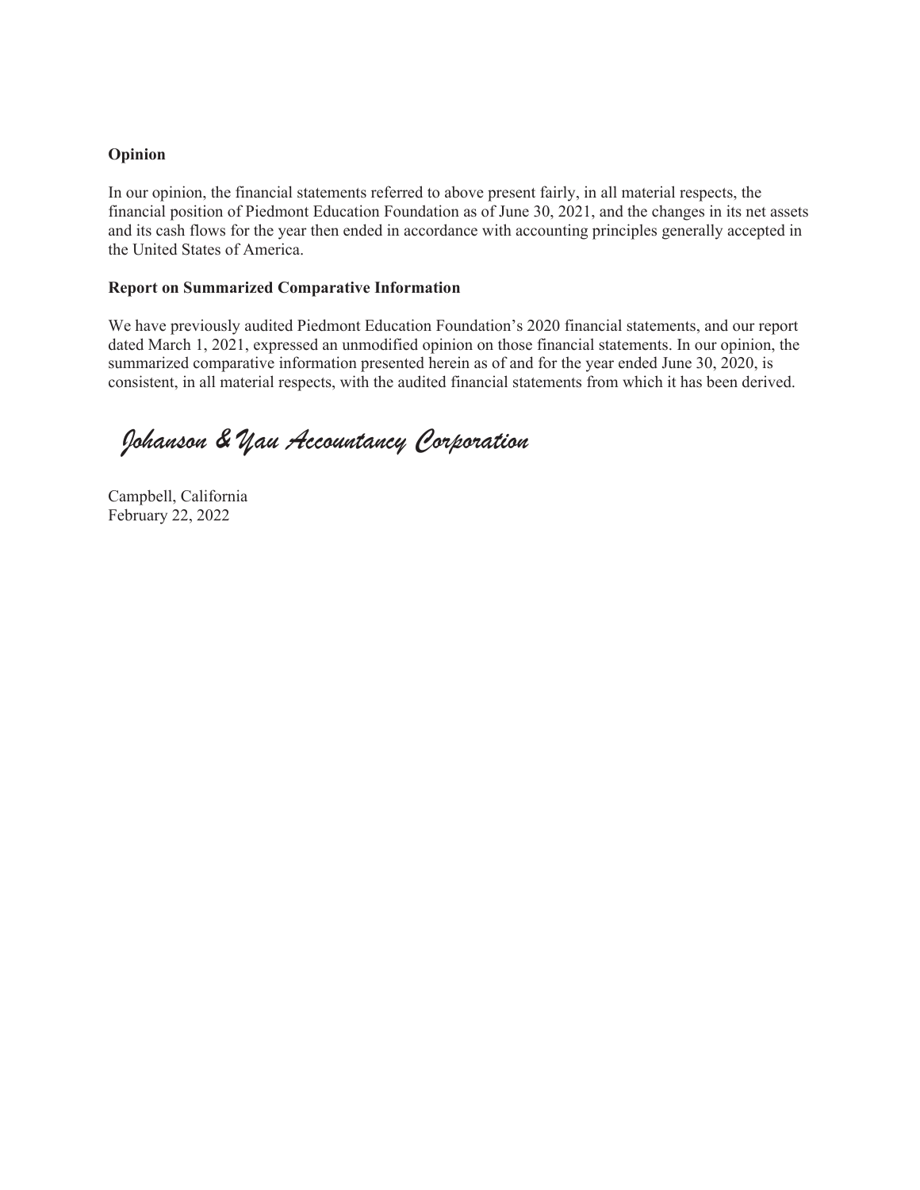**Opinion**

In our opinion, the financial statements referred to above present fairly, in all material respects, the financial position of Piedmont Education Foundation as of June 30, 2021, and the changes in its net assets and its cash flows for the year then ended in accordance with accounting principles generally accepted in the United States of America.

**Report on Summarized Comparative Information**

We have previously audited Piedmont Education Foundation's 2020 financial statements, and our report dated March 1, 2021, expressed an unmodified opinion on those financial statements. In our opinion, the summarized comparative information presented herein as of and for the year ended June 30, 2020, is consistent, in all material respects, with the audited financial statements from which it has been derived.

*Johanson & Yau Accountancy Corporation*

Campbell, California
February 22, 2022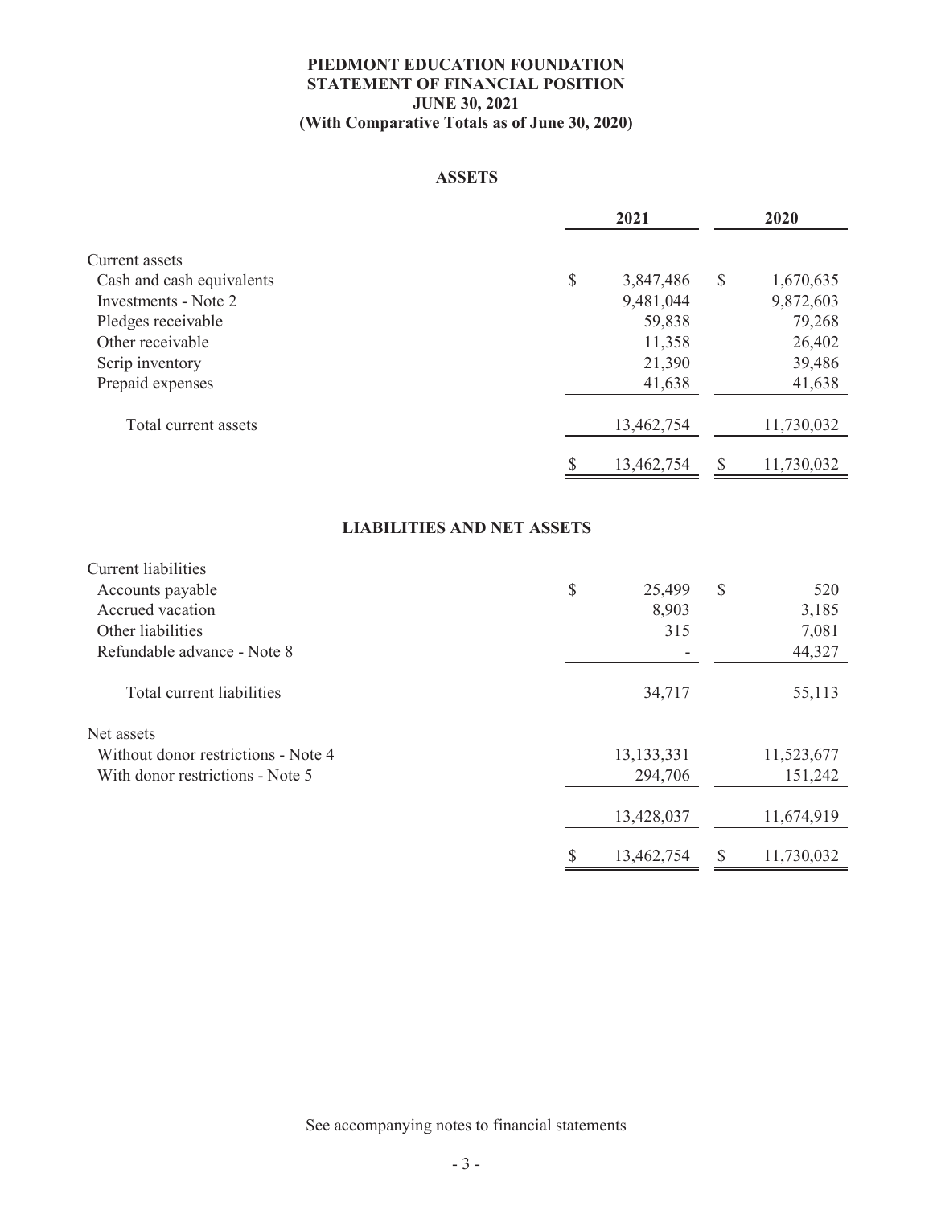# PIEDMONT EDUCATION FOUNDATION
## STATEMENT OF FINANCIAL POSITION
## JUNE 30, 2021
## (With Comparative Totals as of June 30, 2020)

### ASSETS

| | 2021 | 2020 |
|---|---|---|
| **Current assets** | | |
| Cash and cash equivalents | $ 3,847,486 | $ 1,670,635 |
| Investments - Note 2 | 9,481,044 | 9,872,603 |
| Pledges receivable | 59,838 | 79,268 |
| Other receivable | 11,358 | 26,402 |
| Scrip inventory | 21,390 | 39,486 |
| Prepaid expenses | 41,638 | 41,638 |
| Total current assets | 13,462,754 | 11,730,032 |
| | $ 13,462,754 | $ 11,730,032 |

### LIABILITIES AND NET ASSETS

| | 2021 | 2020 |
|---|---|---|
| **Current liabilities** | | |
| Accounts payable | $ 25,499 | $ 520 |
| Accrued vacation | 8,903 | 3,185 |
| Other liabilities | 315 | 7,081 |
| Refundable advance - Note 8 | - | 44,327 |
| Total current liabilities | 34,717 | 55,113 |
| **Net assets** | | |
| Without donor restrictions - Note 4 | 13,133,331 | 11,523,677 |
| With donor restrictions - Note 5 | 294,706 | 151,242 |
| | 13,428,037 | 11,674,919 |
| | $ 13,462,754 | $ 11,730,032 |

See accompanying notes to financial statements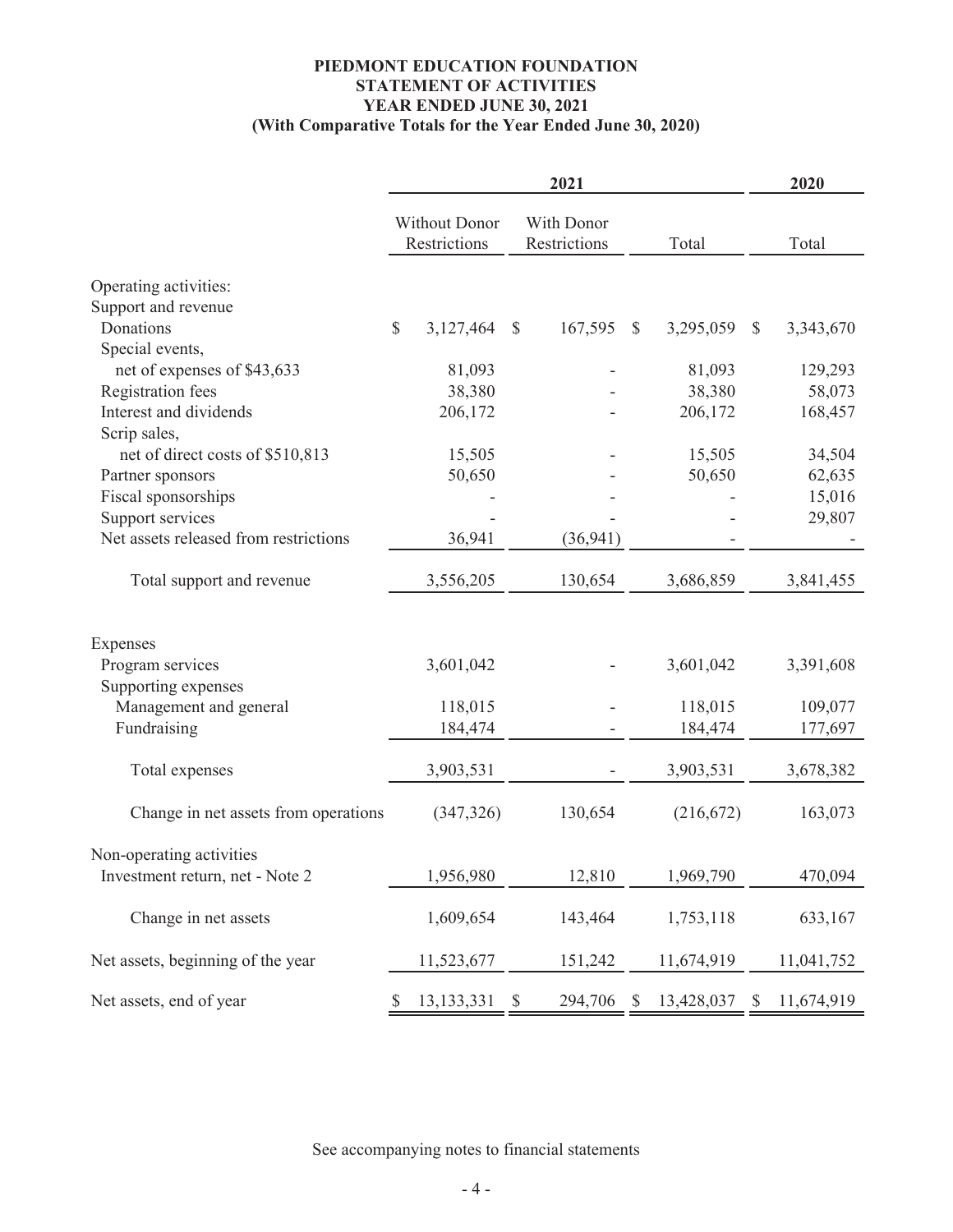**PIEDMONT EDUCATION FOUNDATION**
**STATEMENT OF ACTIVITIES**
**YEAR ENDED JUNE 30, 2021**
**(With Comparative Totals for the Year Ended June 30, 2020)**

| | 2021 | | | 2020 |
|---|---|---|---|---|
| | Without Donor Restrictions | With Donor Restrictions | Total | Total |
| Operating activities: | | | | |
| Support and revenue | | | | |
| Donations | $ 3,127,464 | $ 167,595 | $ 3,295,059 | $ 3,343,670 |
| Special events, net of expenses of $43,633 | 81,093 | - | 81,093 | 129,293 |
| Registration fees | 38,380 | - | 38,380 | 58,073 |
| Interest and dividends | 206,172 | - | 206,172 | 168,457 |
| Scrip sales, net of direct costs of $510,813 | 15,505 | - | 15,505 | 34,504 |
| Partner sponsors | 50,650 | - | 50,650 | 62,635 |
| Fiscal sponsorships | - | - | - | 15,016 |
| Support services | - | - | - | 29,807 |
| Net assets released from restrictions | 36,941 | (36,941) | - | - |
| Total support and revenue | 3,556,205 | 130,654 | 3,686,859 | 3,841,455 |
| Expenses | | | | |
| Program services | 3,601,042 | - | 3,601,042 | 3,391,608 |
| Supporting expenses | | | | |
| Management and general | 118,015 | - | 118,015 | 109,077 |
| Fundraising | 184,474 | - | 184,474 | 177,697 |
| Total expenses | 3,903,531 | - | 3,903,531 | 3,678,382 |
| Change in net assets from operations | (347,326) | 130,654 | (216,672) | 163,073 |
| Non-operating activities | | | | |
| Investment return, net - Note 2 | 1,956,980 | 12,810 | 1,969,790 | 470,094 |
| Change in net assets | 1,609,654 | 143,464 | 1,753,118 | 633,167 |
| Net assets, beginning of the year | 11,523,677 | 151,242 | 11,674,919 | 11,041,752 |
| Net assets, end of year | $ 13,133,331 | $ 294,706 | $ 13,428,037 | $ 11,674,919 |

See accompanying notes to financial statements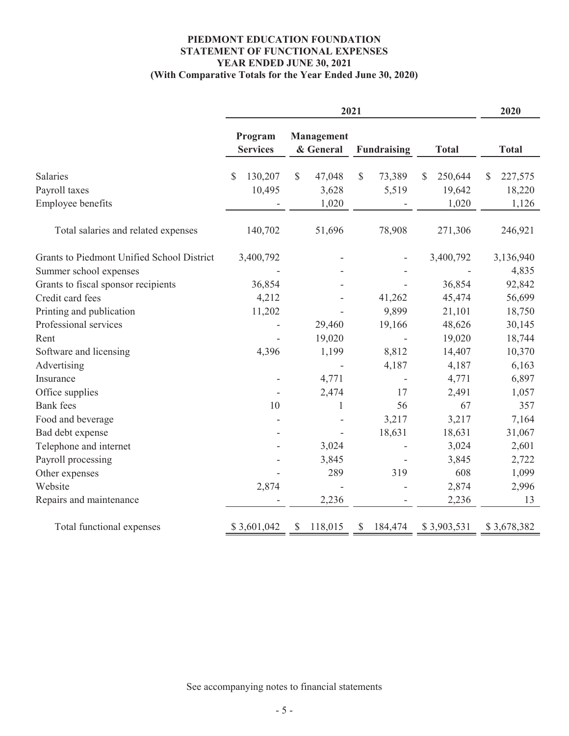**PIEDMONT EDUCATION FOUNDATION**
**STATEMENT OF FUNCTIONAL EXPENSES**
**YEAR ENDED JUNE 30, 2021**
**(With Comparative Totals for the Year Ended June 30, 2020)**

| | 2021 | | | | 2020 |
|---|---|---|---|---|---|
| | Program Services | Management & General | Fundraising | Total | Total |
| Salaries | $ 130,207 | $ 47,048 | $ 73,389 | $ 250,644 | $ 227,575 |
| Payroll taxes | 10,495 | 3,628 | 5,519 | 19,642 | 18,220 |
| Employee benefits | - | 1,020 | - | 1,020 | 1,126 |
| Total salaries and related expenses | 140,702 | 51,696 | 78,908 | 271,306 | 246,921 |
| Grants to Piedmont Unified School District | 3,400,792 | - | - | 3,400,792 | 3,136,940 |
| Summer school expenses | - | - | - | - | 4,835 |
| Grants to fiscal sponsor recipients | 36,854 | - | - | 36,854 | 92,842 |
| Credit card fees | 4,212 | - | 41,262 | 45,474 | 56,699 |
| Printing and publication | 11,202 | - | 9,899 | 21,101 | 18,750 |
| Professional services | - | 29,460 | 19,166 | 48,626 | 30,145 |
| Rent | - | 19,020 | - | 19,020 | 18,744 |
| Software and licensing | 4,396 | 1,199 | 8,812 | 14,407 | 10,370 |
| Advertising | - | - | 4,187 | 4,187 | 6,163 |
| Insurance | - | 4,771 | - | 4,771 | 6,897 |
| Office supplies | - | 2,474 | 17 | 2,491 | 1,057 |
| Bank fees | 10 | 1 | 56 | 67 | 357 |
| Food and beverage | - | - | 3,217 | 3,217 | 7,164 |
| Bad debt expense | - | - | 18,631 | 18,631 | 31,067 |
| Telephone and internet | - | 3,024 | - | 3,024 | 2,601 |
| Payroll processing | - | 3,845 | - | 3,845 | 2,722 |
| Other expenses | - | 289 | 319 | 608 | 1,099 |
| Website | 2,874 | - | - | 2,874 | 2,996 |
| Repairs and maintenance | - | 2,236 | - | 2,236 | 13 |
| Total functional expenses | $ 3,601,042 | $ 118,015 | $ 184,474 | $ 3,903,531 | $ 3,678,382 |

See accompanying notes to financial statements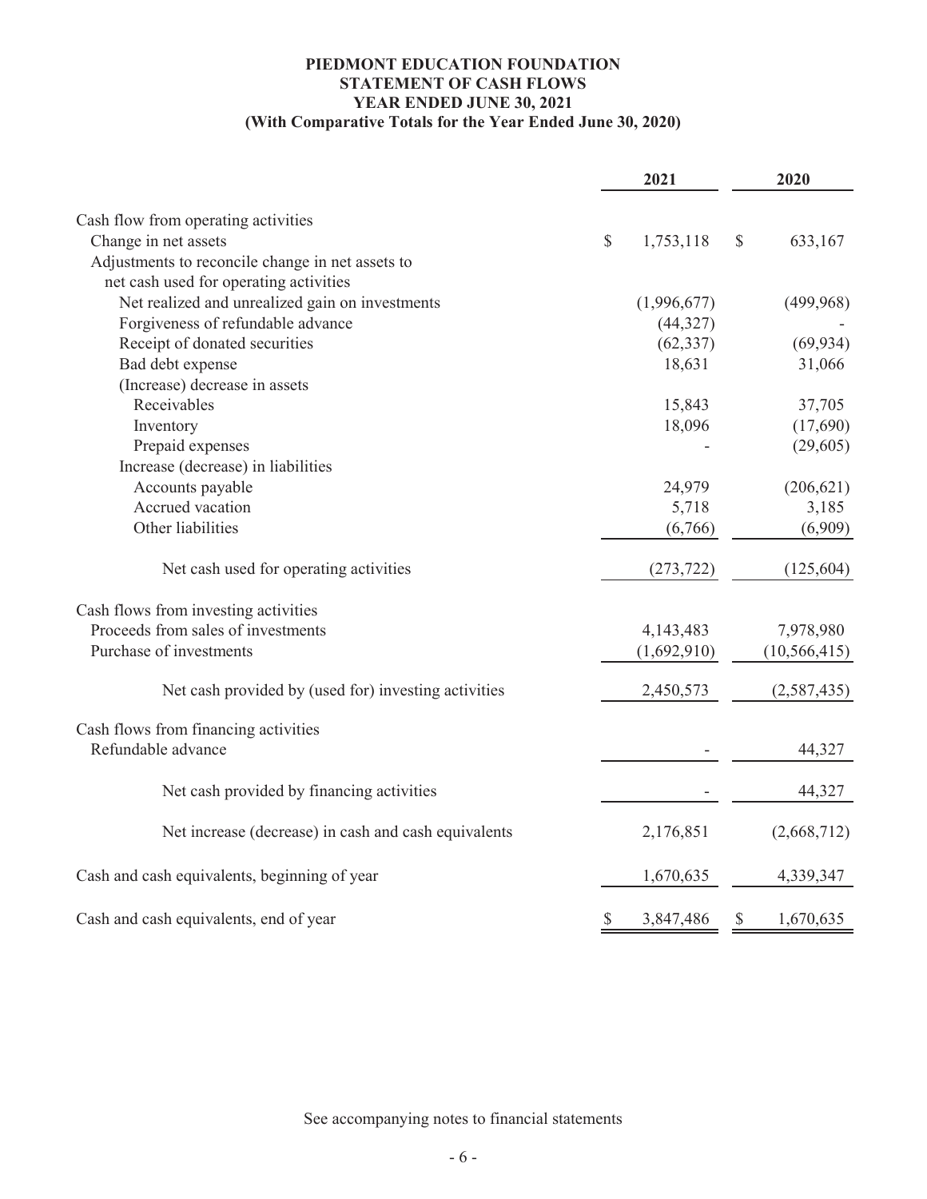**PIEDMONT EDUCATION FOUNDATION**
**STATEMENT OF CASH FLOWS**
**YEAR ENDED JUNE 30, 2021**
**(With Comparative Totals for the Year Ended June 30, 2020)**

| | 2021 | 2020 |
|---|---|---|
| Cash flow from operating activities | | |
| Change in net assets | $ 1,753,118 | $ 633,167 |
| Adjustments to reconcile change in net assets to net cash used for operating activities | | |
| Net realized and unrealized gain on investments | (1,996,677) | (499,968) |
| Forgiveness of refundable advance | (44,327) | - |
| Receipt of donated securities | (62,337) | (69,934) |
| Bad debt expense | 18,631 | 31,066 |
| (Increase) decrease in assets | | |
| Receivables | 15,843 | 37,705 |
| Inventory | 18,096 | (17,690) |
| Prepaid expenses | - | (29,605) |
| Increase (decrease) in liabilities | | |
| Accounts payable | 24,979 | (206,621) |
| Accrued vacation | 5,718 | 3,185 |
| Other liabilities | (6,766) | (6,909) |
| Net cash used for operating activities | (273,722) | (125,604) |
| Cash flows from investing activities | | |
| Proceeds from sales of investments | 4,143,483 | 7,978,980 |
| Purchase of investments | (1,692,910) | (10,566,415) |
| Net cash provided by (used for) investing activities | 2,450,573 | (2,587,435) |
| Cash flows from financing activities | | |
| Refundable advance | - | 44,327 |
| Net cash provided by financing activities | - | 44,327 |
| Net increase (decrease) in cash and cash equivalents | 2,176,851 | (2,668,712) |
| Cash and cash equivalents, beginning of year | 1,670,635 | 4,339,347 |
| Cash and cash equivalents, end of year | $ 3,847,486 | $ 1,670,635 |

See accompanying notes to financial statements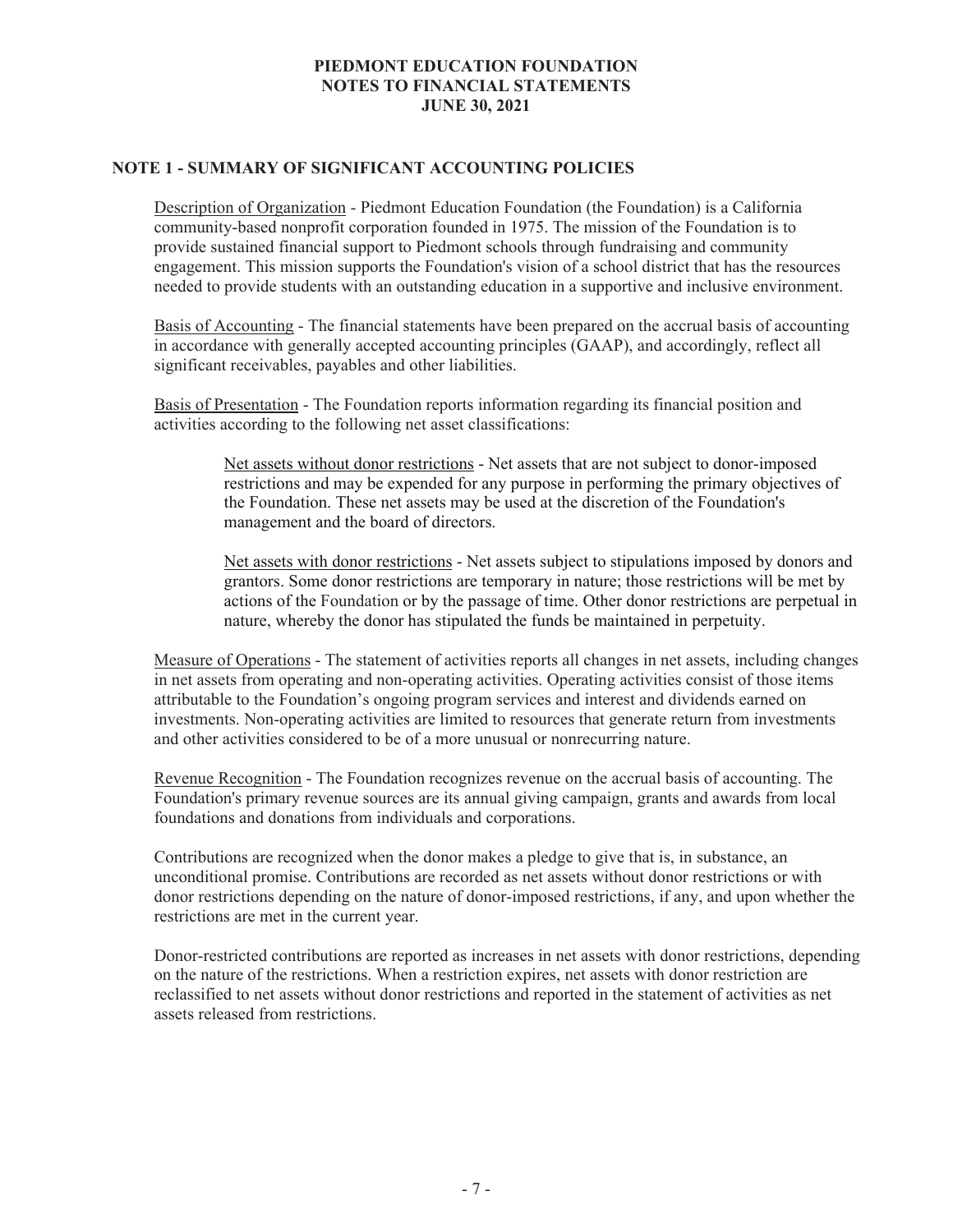**PIEDMONT EDUCATION FOUNDATION**
**NOTES TO FINANCIAL STATEMENTS**
**JUNE 30, 2021**

## NOTE 1 - SUMMARY OF SIGNIFICANT ACCOUNTING POLICIES

Description of Organization - Piedmont Education Foundation (the Foundation) is a California community-based nonprofit corporation founded in 1975. The mission of the Foundation is to provide sustained financial support to Piedmont schools through fundraising and community engagement. This mission supports the Foundation's vision of a school district that has the resources needed to provide students with an outstanding education in a supportive and inclusive environment.

Basis of Accounting - The financial statements have been prepared on the accrual basis of accounting in accordance with generally accepted accounting principles (GAAP), and accordingly, reflect all significant receivables, payables and other liabilities.

Basis of Presentation - The Foundation reports information regarding its financial position and activities according to the following net asset classifications:

> Net assets without donor restrictions - Net assets that are not subject to donor-imposed restrictions and may be expended for any purpose in performing the primary objectives of the Foundation. These net assets may be used at the discretion of the Foundation's management and the board of directors.
>
> Net assets with donor restrictions - Net assets subject to stipulations imposed by donors and grantors. Some donor restrictions are temporary in nature; those restrictions will be met by actions of the Foundation or by the passage of time. Other donor restrictions are perpetual in nature, whereby the donor has stipulated the funds be maintained in perpetuity.

Measure of Operations - The statement of activities reports all changes in net assets, including changes in net assets from operating and non-operating activities. Operating activities consist of those items attributable to the Foundation's ongoing program services and interest and dividends earned on investments. Non-operating activities are limited to resources that generate return from investments and other activities considered to be of a more unusual or nonrecurring nature.

Revenue Recognition - The Foundation recognizes revenue on the accrual basis of accounting. The Foundation's primary revenue sources are its annual giving campaign, grants and awards from local foundations and donations from individuals and corporations.

Contributions are recognized when the donor makes a pledge to give that is, in substance, an unconditional promise. Contributions are recorded as net assets without donor restrictions or with donor restrictions depending on the nature of donor-imposed restrictions, if any, and upon whether the restrictions are met in the current year.

Donor-restricted contributions are reported as increases in net assets with donor restrictions, depending on the nature of the restrictions. When a restriction expires, net assets with donor restriction are reclassified to net assets without donor restrictions and reported in the statement of activities as net assets released from restrictions.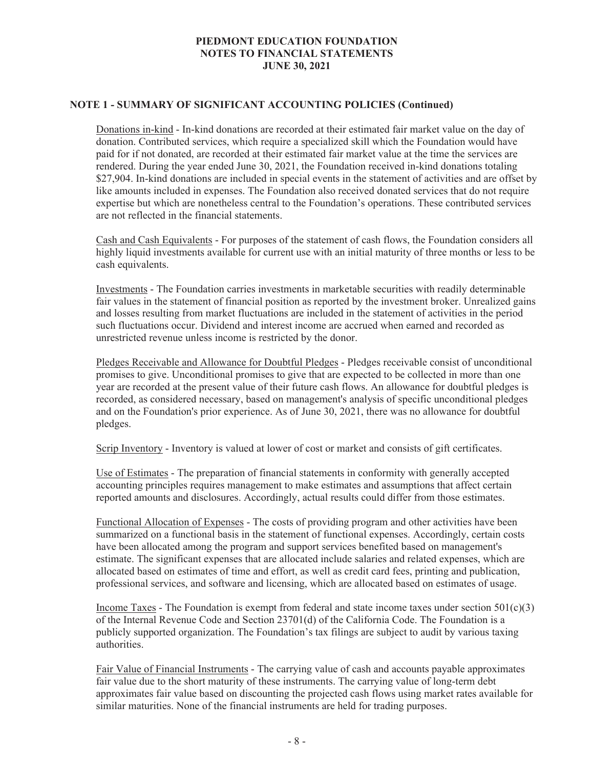# PIEDMONT EDUCATION FOUNDATION
## NOTES TO FINANCIAL STATEMENTS
### JUNE 30, 2021

**NOTE 1 - SUMMARY OF SIGNIFICANT ACCOUNTING POLICIES (Continued)**

Donations in-kind - In-kind donations are recorded at their estimated fair market value on the day of donation. Contributed services, which require a specialized skill which the Foundation would have paid for if not donated, are recorded at their estimated fair market value at the time the services are rendered. During the year ended June 30, 2021, the Foundation received in-kind donations totaling $27,904. In-kind donations are included in special events in the statement of activities and are offset by like amounts included in expenses. The Foundation also received donated services that do not require expertise but which are nonetheless central to the Foundation's operations. These contributed services are not reflected in the financial statements.

Cash and Cash Equivalents - For purposes of the statement of cash flows, the Foundation considers all highly liquid investments available for current use with an initial maturity of three months or less to be cash equivalents.

Investments - The Foundation carries investments in marketable securities with readily determinable fair values in the statement of financial position as reported by the investment broker. Unrealized gains and losses resulting from market fluctuations are included in the statement of activities in the period such fluctuations occur. Dividend and interest income are accrued when earned and recorded as unrestricted revenue unless income is restricted by the donor.

Pledges Receivable and Allowance for Doubtful Pledges - Pledges receivable consist of unconditional promises to give. Unconditional promises to give that are expected to be collected in more than one year are recorded at the present value of their future cash flows. An allowance for doubtful pledges is recorded, as considered necessary, based on management's analysis of specific unconditional pledges and on the Foundation's prior experience. As of June 30, 2021, there was no allowance for doubtful pledges.

Scrip Inventory - Inventory is valued at lower of cost or market and consists of gift certificates.

Use of Estimates - The preparation of financial statements in conformity with generally accepted accounting principles requires management to make estimates and assumptions that affect certain reported amounts and disclosures. Accordingly, actual results could differ from those estimates.

Functional Allocation of Expenses - The costs of providing program and other activities have been summarized on a functional basis in the statement of functional expenses. Accordingly, certain costs have been allocated among the program and support services benefited based on management's estimate. The significant expenses that are allocated include salaries and related expenses, which are allocated based on estimates of time and effort, as well as credit card fees, printing and publication, professional services, and software and licensing, which are allocated based on estimates of usage.

Income Taxes - The Foundation is exempt from federal and state income taxes under section 501(c)(3) of the Internal Revenue Code and Section 23701(d) of the California Code. The Foundation is a publicly supported organization. The Foundation's tax filings are subject to audit by various taxing authorities.

Fair Value of Financial Instruments - The carrying value of cash and accounts payable approximates fair value due to the short maturity of these instruments. The carrying value of long-term debt approximates fair value based on discounting the projected cash flows using market rates available for similar maturities. None of the financial instruments are held for trading purposes.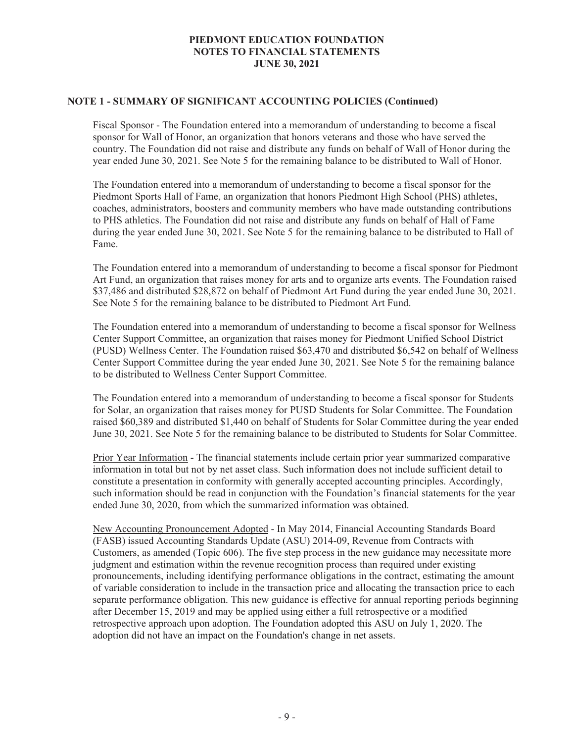## NOTE 1 - SUMMARY OF SIGNIFICANT ACCOUNTING POLICIES (Continued)

Fiscal Sponsor - The Foundation entered into a memorandum of understanding to become a fiscal sponsor for Wall of Honor, an organization that honors veterans and those who have served the country. The Foundation did not raise and distribute any funds on behalf of Wall of Honor during the year ended June 30, 2021. See Note 5 for the remaining balance to be distributed to Wall of Honor.

The Foundation entered into a memorandum of understanding to become a fiscal sponsor for the Piedmont Sports Hall of Fame, an organization that honors Piedmont High School (PHS) athletes, coaches, administrators, boosters and community members who have made outstanding contributions to PHS athletics. The Foundation did not raise and distribute any funds on behalf of Hall of Fame during the year ended June 30, 2021. See Note 5 for the remaining balance to be distributed to Hall of Fame.

The Foundation entered into a memorandum of understanding to become a fiscal sponsor for Piedmont Art Fund, an organization that raises money for arts and to organize arts events. The Foundation raised \$37,486 and distributed \$28,872 on behalf of Piedmont Art Fund during the year ended June 30, 2021. See Note 5 for the remaining balance to be distributed to Piedmont Art Fund.

The Foundation entered into a memorandum of understanding to become a fiscal sponsor for Wellness Center Support Committee, an organization that raises money for Piedmont Unified School District (PUSD) Wellness Center. The Foundation raised \$63,470 and distributed \$6,542 on behalf of Wellness Center Support Committee during the year ended June 30, 2021. See Note 5 for the remaining balance to be distributed to Wellness Center Support Committee.

The Foundation entered into a memorandum of understanding to become a fiscal sponsor for Students for Solar, an organization that raises money for PUSD Students for Solar Committee. The Foundation raised \$60,389 and distributed \$1,440 on behalf of Students for Solar Committee during the year ended June 30, 2021. See Note 5 for the remaining balance to be distributed to Students for Solar Committee.

Prior Year Information - The financial statements include certain prior year summarized comparative information in total but not by net asset class. Such information does not include sufficient detail to constitute a presentation in conformity with generally accepted accounting principles. Accordingly, such information should be read in conjunction with the Foundation's financial statements for the year ended June 30, 2020, from which the summarized information was obtained.

New Accounting Pronouncement Adopted - In May 2014, Financial Accounting Standards Board (FASB) issued Accounting Standards Update (ASU) 2014-09, Revenue from Contracts with Customers, as amended (Topic 606). The five step process in the new guidance may necessitate more judgment and estimation within the revenue recognition process than required under existing pronouncements, including identifying performance obligations in the contract, estimating the amount of variable consideration to include in the transaction price and allocating the transaction price to each separate performance obligation. This new guidance is effective for annual reporting periods beginning after December 15, 2019 and may be applied using either a full retrospective or a modified retrospective approach upon adoption. The Foundation adopted this ASU on July 1, 2020. The adoption did not have an impact on the Foundation's change in net assets.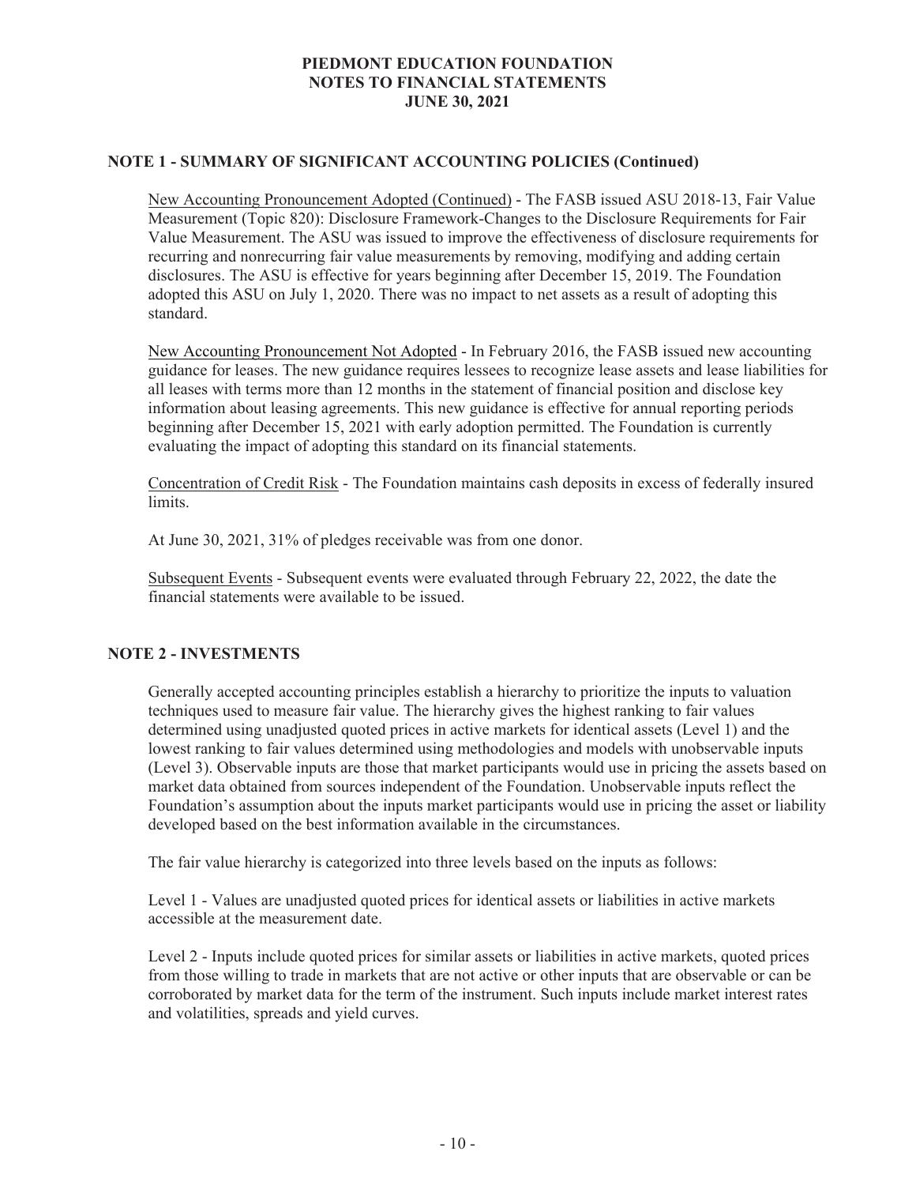## NOTE 1 - SUMMARY OF SIGNIFICANT ACCOUNTING POLICIES (Continued)

New Accounting Pronouncement Adopted (Continued) - The FASB issued ASU 2018-13, Fair Value Measurement (Topic 820): Disclosure Framework-Changes to the Disclosure Requirements for Fair Value Measurement. The ASU was issued to improve the effectiveness of disclosure requirements for recurring and nonrecurring fair value measurements by removing, modifying and adding certain disclosures. The ASU is effective for years beginning after December 15, 2019. The Foundation adopted this ASU on July 1, 2020. There was no impact to net assets as a result of adopting this standard.

New Accounting Pronouncement Not Adopted - In February 2016, the FASB issued new accounting guidance for leases. The new guidance requires lessees to recognize lease assets and lease liabilities for all leases with terms more than 12 months in the statement of financial position and disclose key information about leasing agreements. This new guidance is effective for annual reporting periods beginning after December 15, 2021 with early adoption permitted. The Foundation is currently evaluating the impact of adopting this standard on its financial statements.

Concentration of Credit Risk - The Foundation maintains cash deposits in excess of federally insured limits.

At June 30, 2021, 31% of pledges receivable was from one donor.

Subsequent Events - Subsequent events were evaluated through February 22, 2022, the date the financial statements were available to be issued.

## NOTE 2 - INVESTMENTS

Generally accepted accounting principles establish a hierarchy to prioritize the inputs to valuation techniques used to measure fair value. The hierarchy gives the highest ranking to fair values determined using unadjusted quoted prices in active markets for identical assets (Level 1) and the lowest ranking to fair values determined using methodologies and models with unobservable inputs (Level 3). Observable inputs are those that market participants would use in pricing the assets based on market data obtained from sources independent of the Foundation. Unobservable inputs reflect the Foundation's assumption about the inputs market participants would use in pricing the asset or liability developed based on the best information available in the circumstances.

The fair value hierarchy is categorized into three levels based on the inputs as follows:

Level 1 - Values are unadjusted quoted prices for identical assets or liabilities in active markets accessible at the measurement date.

Level 2 - Inputs include quoted prices for similar assets or liabilities in active markets, quoted prices from those willing to trade in markets that are not active or other inputs that are observable or can be corroborated by market data for the term of the instrument. Such inputs include market interest rates and volatilities, spreads and yield curves.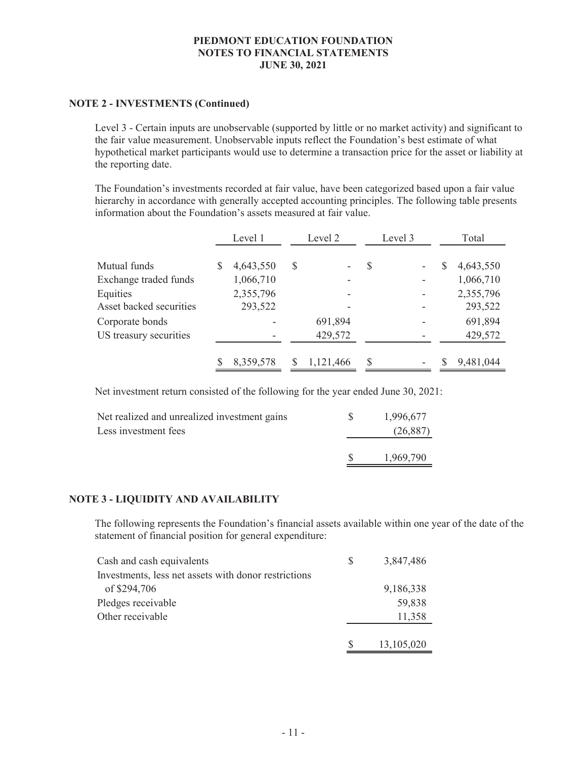## NOTE 2 - INVESTMENTS (Continued)

Level 3 - Certain inputs are unobservable (supported by little or no market activity) and significant to the fair value measurement. Unobservable inputs reflect the Foundation's best estimate of what hypothetical market participants would use to determine a transaction price for the asset or liability at the reporting date.

The Foundation's investments recorded at fair value, have been categorized based upon a fair value hierarchy in accordance with generally accepted accounting principles. The following table presents information about the Foundation's assets measured at fair value.

| | Level 1 | Level 2 | Level 3 | Total |
|---|---|---|---|---|
| Mutual funds | $ 4,643,550 | $ - | $ - | $ 4,643,550 |
| Exchange traded funds | 1,066,710 | - | - | 1,066,710 |
| Equities | 2,355,796 | - | - | 2,355,796 |
| Asset backed securities | 293,522 | - | - | 293,522 |
| Corporate bonds | - | 691,894 | - | 691,894 |
| US treasury securities | - | 429,572 | - | 429,572 |
| | $ 8,359,578 | $ 1,121,466 | $ - | $ 9,481,044 |

Net investment return consisted of the following for the year ended June 30, 2021:

| | |
|---|---|
| Net realized and unrealized investment gains | $ 1,996,677 |
| Less investment fees | (26,887) |
| | $ 1,969,790 |

## NOTE 3 - LIQUIDITY AND AVAILABILITY

The following represents the Foundation's financial assets available within one year of the date of the statement of financial position for general expenditure:

| | |
|---|---|
| Cash and cash equivalents | $ 3,847,486 |
| Investments, less net assets with donor restrictions of $294,706 | 9,186,338 |
| Pledges receivable | 59,838 |
| Other receivable | 11,358 |
| | $ 13,105,020 |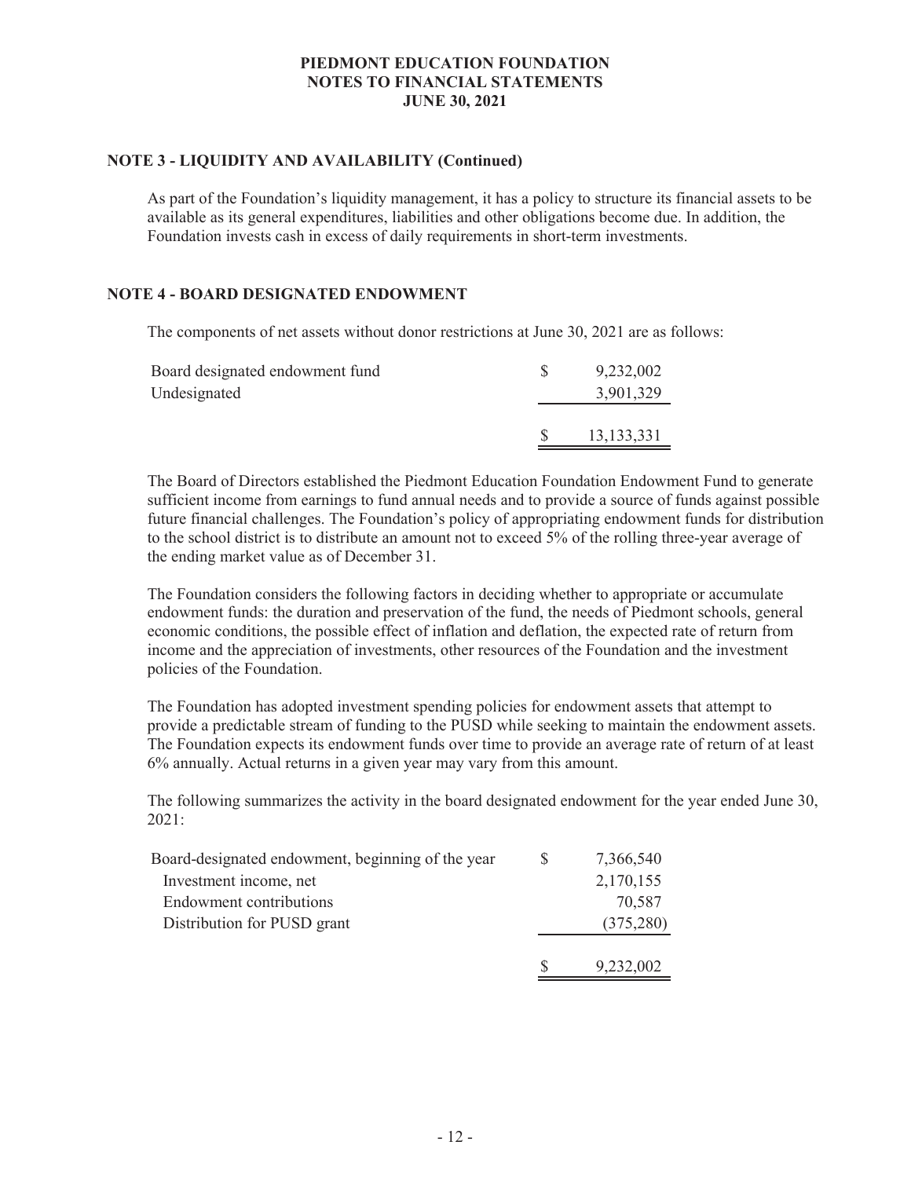## NOTE 3 - LIQUIDITY AND AVAILABILITY (Continued)

As part of the Foundation's liquidity management, it has a policy to structure its financial assets to be available as its general expenditures, liabilities and other obligations become due. In addition, the Foundation invests cash in excess of daily requirements in short-term investments.

## NOTE 4 - BOARD DESIGNATED ENDOWMENT

The components of net assets without donor restrictions at June 30, 2021 are as follows:

| | | |
|---|---|---|
| Board designated endowment fund | $ | 9,232,002 |
| Undesignated | | 3,901,329 |
| | $ | 13,133,331 |

The Board of Directors established the Piedmont Education Foundation Endowment Fund to generate sufficient income from earnings to fund annual needs and to provide a source of funds against possible future financial challenges. The Foundation's policy of appropriating endowment funds for distribution to the school district is to distribute an amount not to exceed 5% of the rolling three-year average of the ending market value as of December 31.

The Foundation considers the following factors in deciding whether to appropriate or accumulate endowment funds: the duration and preservation of the fund, the needs of Piedmont schools, general economic conditions, the possible effect of inflation and deflation, the expected rate of return from income and the appreciation of investments, other resources of the Foundation and the investment policies of the Foundation.

The Foundation has adopted investment spending policies for endowment assets that attempt to provide a predictable stream of funding to the PUSD while seeking to maintain the endowment assets. The Foundation expects its endowment funds over time to provide an average rate of return of at least 6% annually. Actual returns in a given year may vary from this amount.

The following summarizes the activity in the board designated endowment for the year ended June 30, 2021:

| | | |
|---|---|---|
| Board-designated endowment, beginning of the year | $ | 7,366,540 |
| Investment income, net | | 2,170,155 |
| Endowment contributions | | 70,587 |
| Distribution for PUSD grant | | (375,280) |
| | $ | 9,232,002 |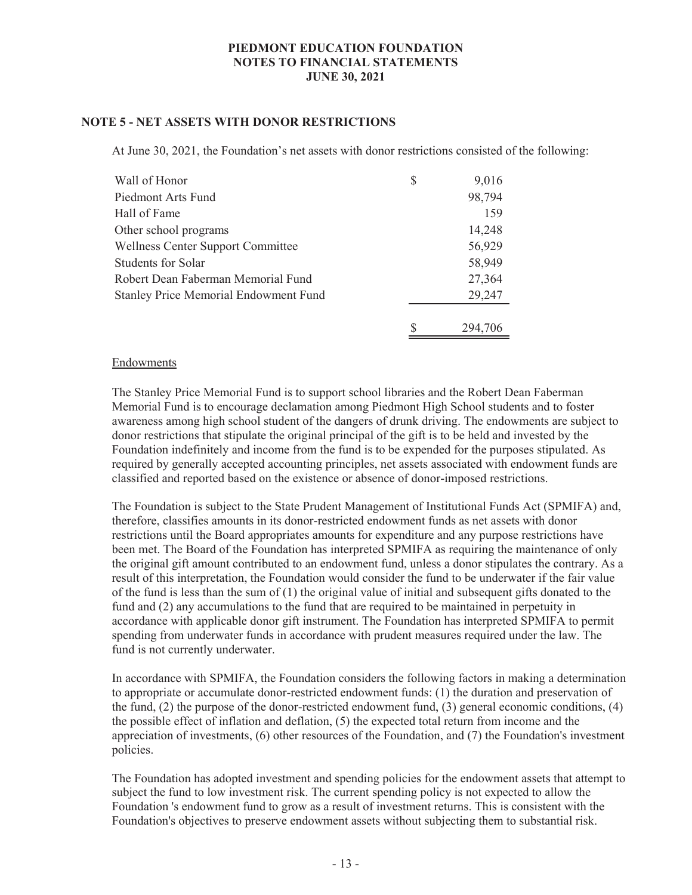**PIEDMONT EDUCATION FOUNDATION**
**NOTES TO FINANCIAL STATEMENTS**
**JUNE 30, 2021**

## NOTE 5 - NET ASSETS WITH DONOR RESTRICTIONS

At June 30, 2021, the Foundation's net assets with donor restrictions consisted of the following:

| | |
|---|---|
| Wall of Honor | $ 9,016 |
| Piedmont Arts Fund | 98,794 |
| Hall of Fame | 159 |
| Other school programs | 14,248 |
| Wellness Center Support Committee | 56,929 |
| Students for Solar | 58,949 |
| Robert Dean Faberman Memorial Fund | 27,364 |
| Stanley Price Memorial Endowment Fund | 29,247 |
| | $ 294,706 |

Endowments

The Stanley Price Memorial Fund is to support school libraries and the Robert Dean Faberman Memorial Fund is to encourage declamation among Piedmont High School students and to foster awareness among high school student of the dangers of drunk driving. The endowments are subject to donor restrictions that stipulate the original principal of the gift is to be held and invested by the Foundation indefinitely and income from the fund is to be expended for the purposes stipulated. As required by generally accepted accounting principles, net assets associated with endowment funds are classified and reported based on the existence or absence of donor-imposed restrictions.

The Foundation is subject to the State Prudent Management of Institutional Funds Act (SPMIFA) and, therefore, classifies amounts in its donor-restricted endowment funds as net assets with donor restrictions until the Board appropriates amounts for expenditure and any purpose restrictions have been met. The Board of the Foundation has interpreted SPMIFA as requiring the maintenance of only the original gift amount contributed to an endowment fund, unless a donor stipulates the contrary. As a result of this interpretation, the Foundation would consider the fund to be underwater if the fair value of the fund is less than the sum of (1) the original value of initial and subsequent gifts donated to the fund and (2) any accumulations to the fund that are required to be maintained in perpetuity in accordance with applicable donor gift instrument. The Foundation has interpreted SPMIFA to permit spending from underwater funds in accordance with prudent measures required under the law. The fund is not currently underwater.

In accordance with SPMIFA, the Foundation considers the following factors in making a determination to appropriate or accumulate donor-restricted endowment funds: (1) the duration and preservation of the fund, (2) the purpose of the donor-restricted endowment fund, (3) general economic conditions, (4) the possible effect of inflation and deflation, (5) the expected total return from income and the appreciation of investments, (6) other resources of the Foundation, and (7) the Foundation's investment policies.

The Foundation has adopted investment and spending policies for the endowment assets that attempt to subject the fund to low investment risk. The current spending policy is not expected to allow the Foundation 's endowment fund to grow as a result of investment returns. This is consistent with the Foundation's objectives to preserve endowment assets without subjecting them to substantial risk.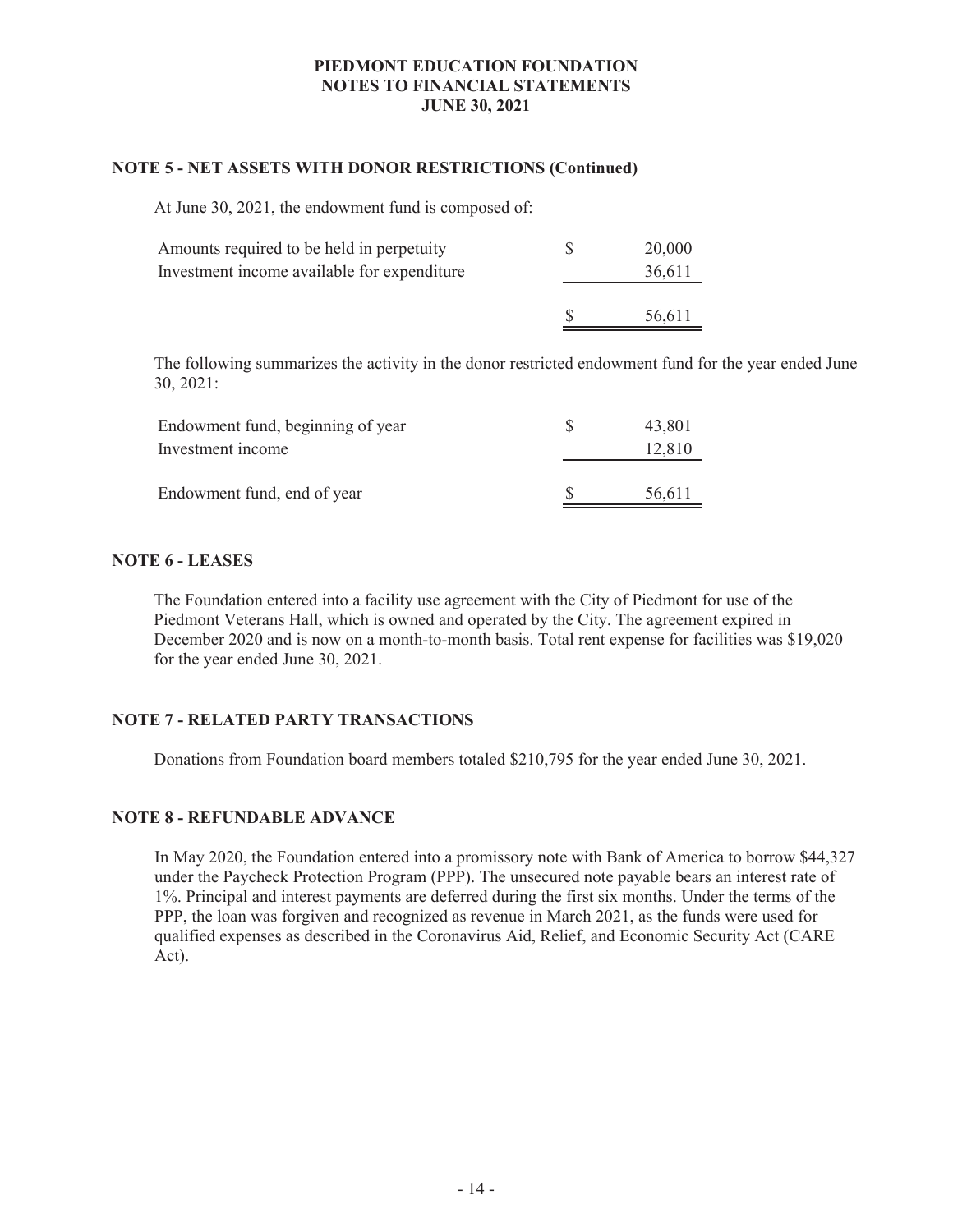# PIEDMONT EDUCATION FOUNDATION
## NOTES TO FINANCIAL STATEMENTS
## JUNE 30, 2021

### NOTE 5 - NET ASSETS WITH DONOR RESTRICTIONS (Continued)

At June 30, 2021, the endowment fund is composed of:

| | | |
|---|---|---|
| Amounts required to be held in perpetuity | $ | 20,000 |
| Investment income available for expenditure | | 36,611 |
| | $ | 56,611 |

The following summarizes the activity in the donor restricted endowment fund for the year ended June 30, 2021:

| | | |
|---|---|---|
| Endowment fund, beginning of year | $ | 43,801 |
| Investment income | | 12,810 |
| Endowment fund, end of year | $ | 56,611 |

### NOTE 6 - LEASES

The Foundation entered into a facility use agreement with the City of Piedmont for use of the Piedmont Veterans Hall, which is owned and operated by the City. The agreement expired in December 2020 and is now on a month-to-month basis. Total rent expense for facilities was $19,020 for the year ended June 30, 2021.

### NOTE 7 - RELATED PARTY TRANSACTIONS

Donations from Foundation board members totaled $210,795 for the year ended June 30, 2021.

### NOTE 8 - REFUNDABLE ADVANCE

In May 2020, the Foundation entered into a promissory note with Bank of America to borrow $44,327 under the Paycheck Protection Program (PPP). The unsecured note payable bears an interest rate of 1%. Principal and interest payments are deferred during the first six months. Under the terms of the PPP, the loan was forgiven and recognized as revenue in March 2021, as the funds were used for qualified expenses as described in the Coronavirus Aid, Relief, and Economic Security Act (CARE Act).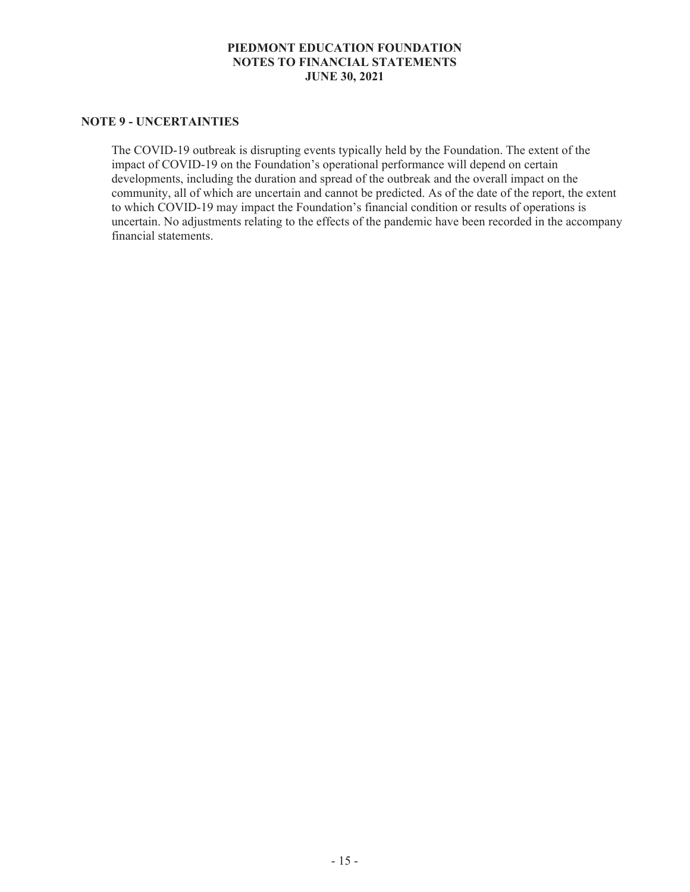## NOTE 9 - UNCERTAINTIES

The COVID-19 outbreak is disrupting events typically held by the Foundation. The extent of the impact of COVID-19 on the Foundation's operational performance will depend on certain developments, including the duration and spread of the outbreak and the overall impact on the community, all of which are uncertain and cannot be predicted. As of the date of the report, the extent to which COVID-19 may impact the Foundation's financial condition or results of operations is uncertain. No adjustments relating to the effects of the pandemic have been recorded in the accompany financial statements.